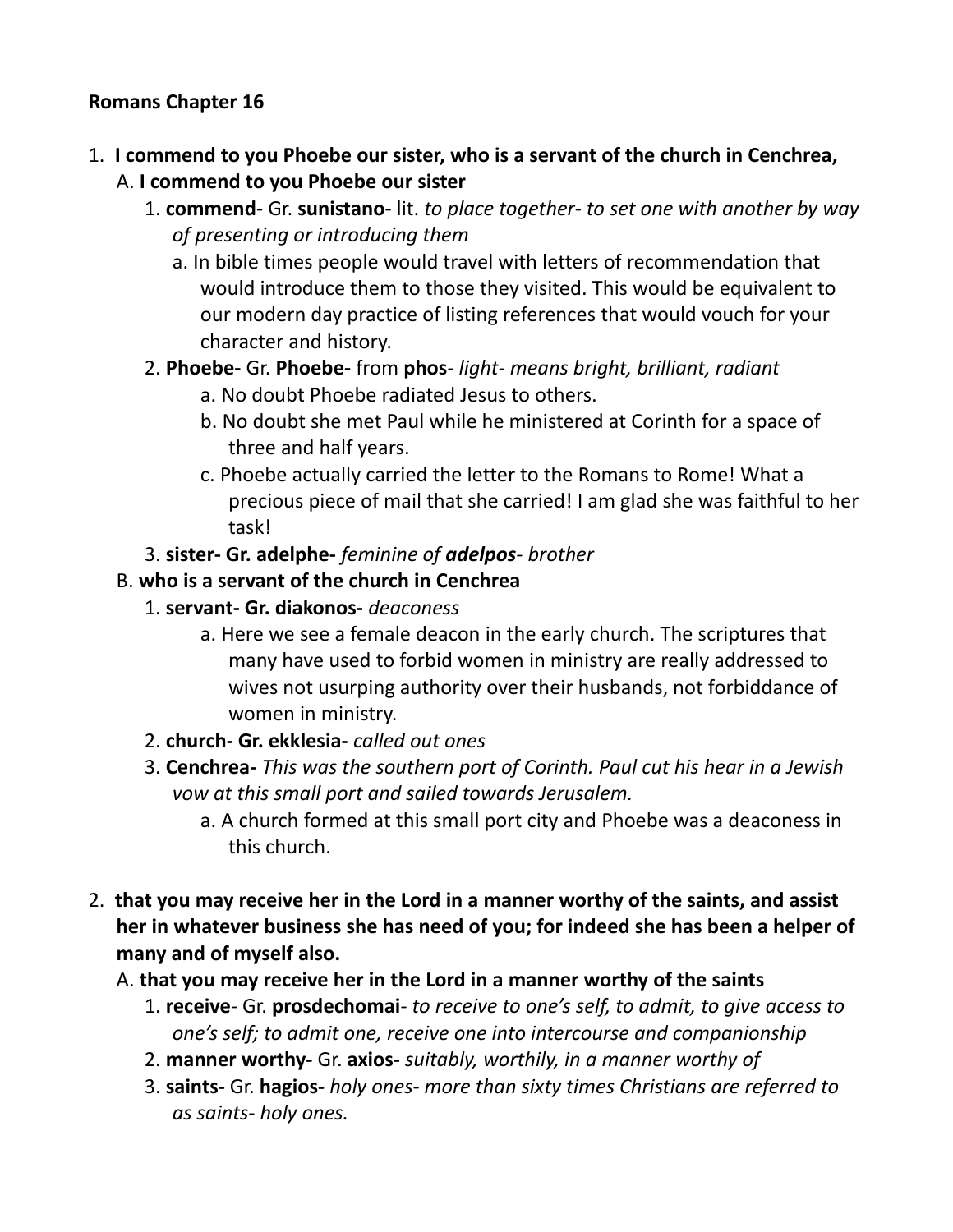**Romans Chapter 16**

1. **I commend to you Phoebe our sister, who is a servant of the church in Cenchrea,**
   A. **I commend to you Phoebe our sister**
      1. **commend**- Gr. **sunistano**- lit. *to place together- to set one with another by way of presenting or introducing them*
         a. In bible times people would travel with letters of recommendation that would introduce them to those they visited. This would be equivalent to our modern day practice of listing references that would vouch for your character and history.
      2. **Phoebe-** Gr. **Phoebe-** from **phos**- *light- means bright, brilliant, radiant*
         a. No doubt Phoebe radiated Jesus to others.
         b. No doubt she met Paul while he ministered at Corinth for a space of three and half years.
         c. Phoebe actually carried the letter to the Romans to Rome! What a precious piece of mail that she carried! I am glad she was faithful to her task!
      3. **sister- Gr. adelphe-** *feminine of* ***adelpos****- brother*
   B. **who is a servant of the church in Cenchrea**
      1. **servant- Gr. diakonos-** *deaconess*
         a. Here we see a female deacon in the early church. The scriptures that many have used to forbid women in ministry are really addressed to wives not usurping authority over their husbands, not forbiddance of women in ministry.
      2. **church- Gr. ekklesia-** *called out ones*
      3. **Cenchrea-** *This was the southern port of Corinth. Paul cut his hear in a Jewish vow at this small port and sailed towards Jerusalem.*
         a. A church formed at this small port city and Phoebe was a deaconess in this church.

2. **that you may receive her in the Lord in a manner worthy of the saints, and assist her in whatever business she has need of you; for indeed she has been a helper of many and of myself also.**
   A. **that you may receive her in the Lord in a manner worthy of the saints**
      1. **receive**- Gr. **prosdechomai**- *to receive to one's self, to admit, to give access to one's self; to admit one, receive one into intercourse and companionship*
      2. **manner worthy-** Gr. **axios-** *suitably, worthily, in a manner worthy of*
      3. **saints-** Gr. **hagios-** *holy ones- more than sixty times Christians are referred to as saints- holy ones.*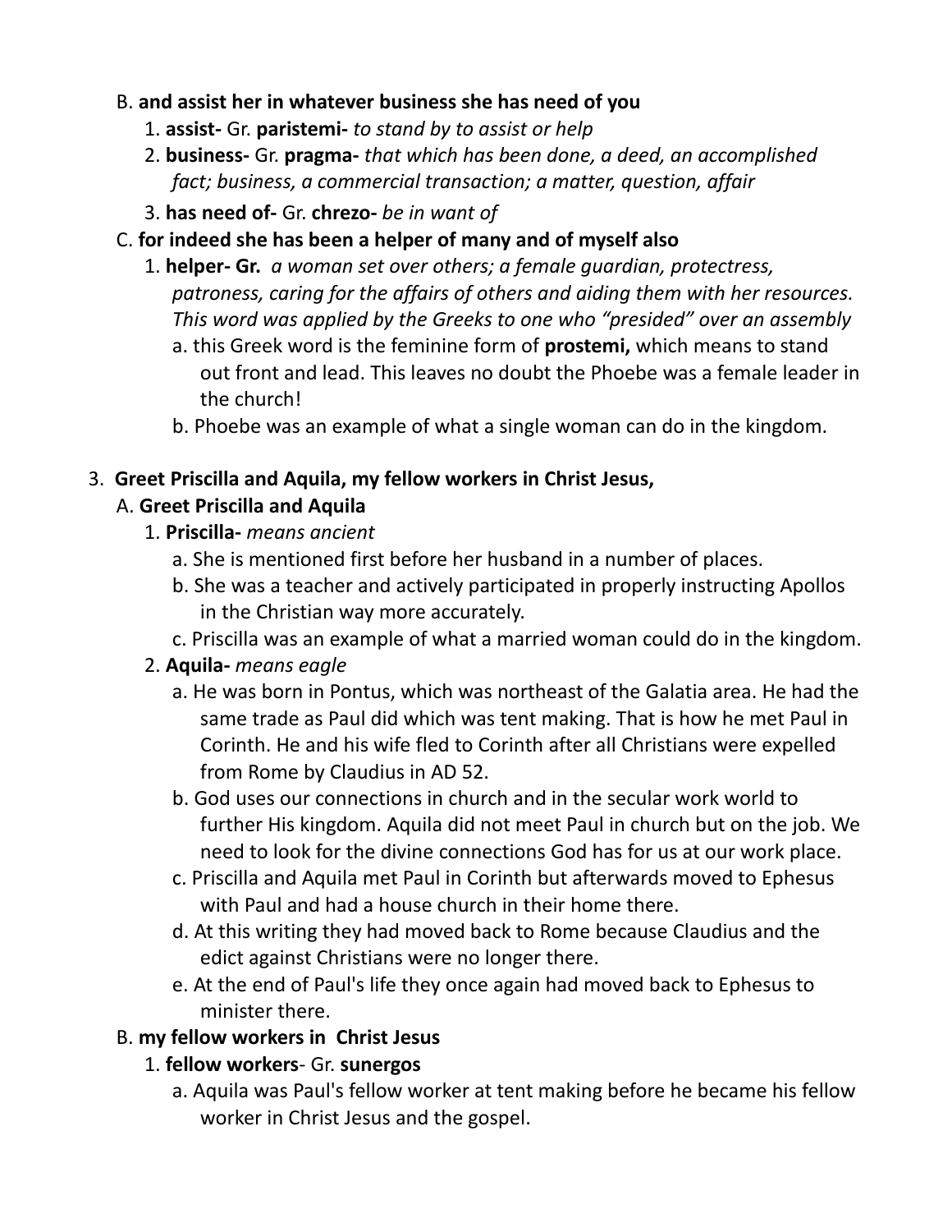B. **and assist her in whatever business she has need of you**

1. **assist-** Gr. **paristemi-** *to stand by to assist or help*
2. **business-** Gr. **pragma-** *that which has been done, a deed, an accomplished fact; business, a commercial transaction; a matter, question, affair*
3. **has need of-** Gr. **chrezo-** *be in want of*

C. **for indeed she has been a helper of many and of myself also**

1. **helper- Gr.** *a woman set over others; a female guardian, protectress, patroness, caring for the affairs of others and aiding them with her resources. This word was applied by the Greeks to one who "presided" over an assembly*
   a. this Greek word is the feminine form of **prostemi,** which means to stand out front and lead. This leaves no doubt the Phoebe was a female leader in the church!
   b. Phoebe was an example of what a single woman can do in the kingdom.

3. **Greet Priscilla and Aquila, my fellow workers in Christ Jesus,**

A. **Greet Priscilla and Aquila**

1. **Priscilla-** *means ancient*
   a. She is mentioned first before her husband in a number of places.
   b. She was a teacher and actively participated in properly instructing Apollos in the Christian way more accurately.
   c. Priscilla was an example of what a married woman could do in the kingdom.
2. **Aquila-** *means eagle*
   a. He was born in Pontus, which was northeast of the Galatia area. He had the same trade as Paul did which was tent making. That is how he met Paul in Corinth. He and his wife fled to Corinth after all Christians were expelled from Rome by Claudius in AD 52.
   b. God uses our connections in church and in the secular work world to further His kingdom. Aquila did not meet Paul in church but on the job. We need to look for the divine connections God has for us at our work place.
   c. Priscilla and Aquila met Paul in Corinth but afterwards moved to Ephesus with Paul and had a house church in their home there.
   d. At this writing they had moved back to Rome because Claudius and the edict against Christians were no longer there.
   e. At the end of Paul's life they once again had moved back to Ephesus to minister there.

B. **my fellow workers in Christ Jesus**

1. **fellow workers**- Gr. **sunergos**
   a. Aquila was Paul's fellow worker at tent making before he became his fellow worker in Christ Jesus and the gospel.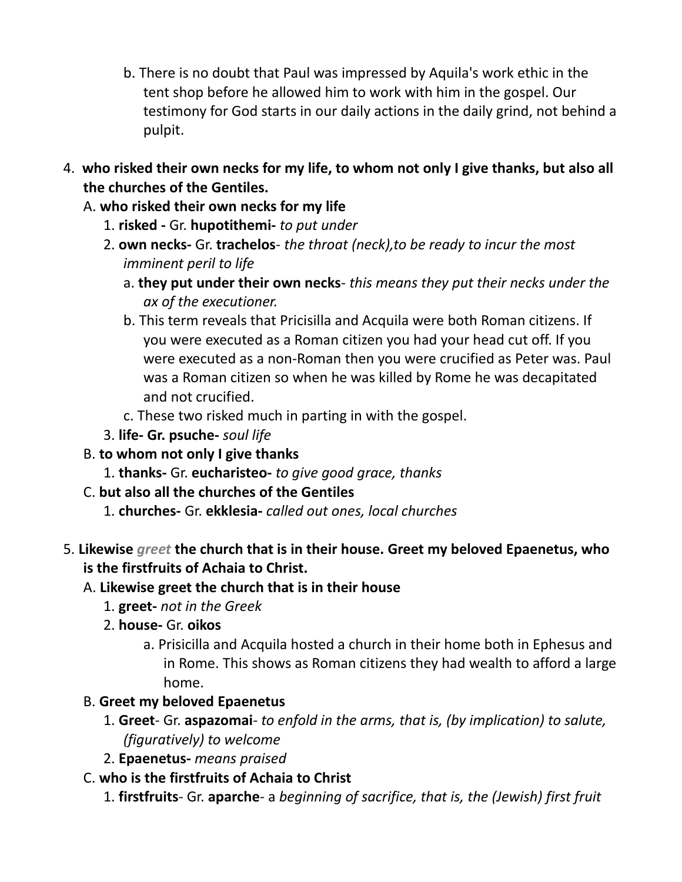b. There is no doubt that Paul was impressed by Aquila's work ethic in the tent shop before he allowed him to work with him in the gospel. Our testimony for God starts in our daily actions in the daily grind, not behind a pulpit.

4. **who risked their own necks for my life, to whom not only I give thanks, but also all the churches of the Gentiles.**
   A. **who risked their own necks for my life**
      1. **risked -** Gr. **hupotithemi-** *to put under*
      2. **own necks-** Gr. **trachelos**- *the throat (neck),to be ready to incur the most imminent peril to life*
         a. **they put under their own necks**- *this means they put their necks under the ax of the executioner.*
         b. This term reveals that Pricisilla and Acquila were both Roman citizens. If you were executed as a Roman citizen you had your head cut off. If you were executed as a non-Roman then you were crucified as Peter was. Paul was a Roman citizen so when he was killed by Rome he was decapitated and not crucified.
         c. These two risked much in parting in with the gospel.
      3. **life- Gr. psuche-** *soul life*
   B. **to whom not only I give thanks**
      1. **thanks-** Gr. **eucharisteo-** *to give good grace, thanks*
   C. **but also all the churches of the Gentiles**
      1. **churches-** Gr. **ekklesia-** *called out ones, local churches*

5. **Likewise *greet* the church that is in their house. Greet my beloved Epaenetus, who is the firstfruits of Achaia to Christ.**
   A. **Likewise greet the church that is in their house**
      1. **greet-** *not in the Greek*
      2. **house-** Gr. **oikos**
         a. Prisicilla and Acquila hosted a church in their home both in Ephesus and in Rome. This shows as Roman citizens they had wealth to afford a large home.
   B. **Greet my beloved Epaenetus**
      1. **Greet**- Gr. **aspazomai**- *to enfold in the arms, that is, (by implication) to salute, (figuratively) to welcome*
      2. **Epaenetus-** *means praised*
   C. **who is the firstfruits of Achaia to Christ**
      1. **firstfruits**- Gr. **aparche**- a *beginning of sacrifice, that is, the (Jewish) first fruit*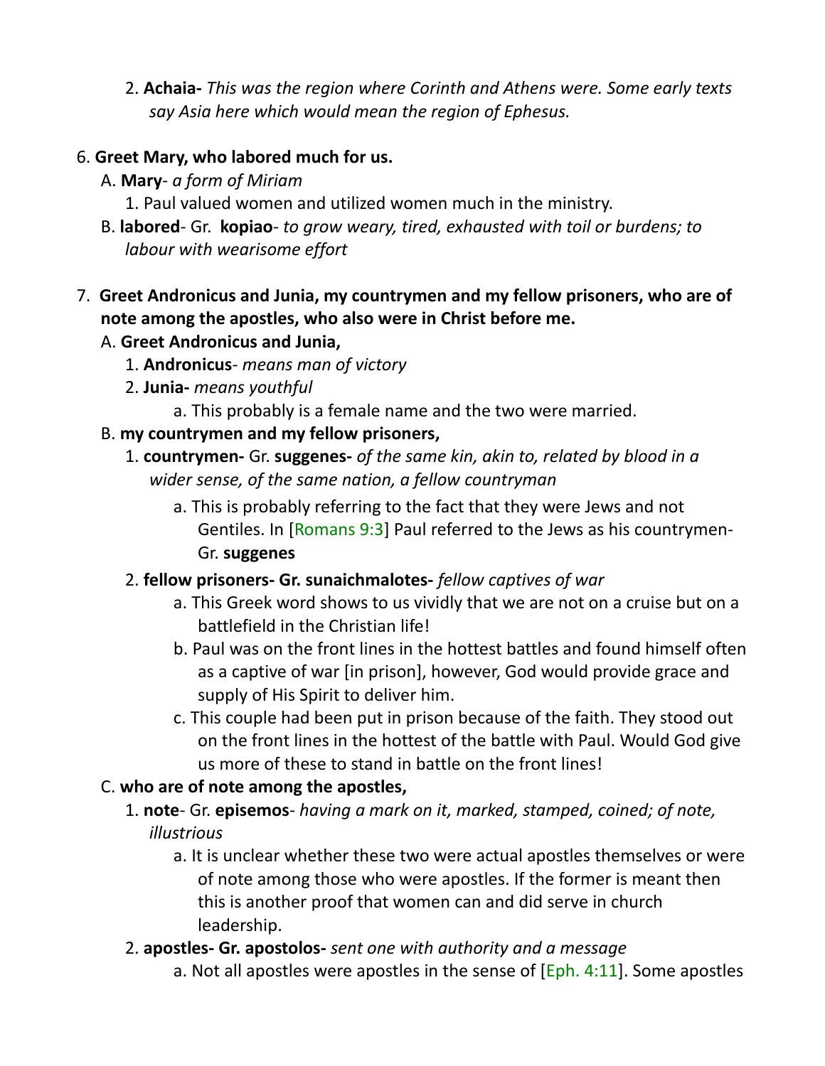2. **Achaia-** *This was the region where Corinth and Athens were. Some early texts say Asia here which would mean the region of Ephesus.*

6. **Greet Mary, who labored much for us.**
   A. **Mary**- *a form of Miriam*
      1. Paul valued women and utilized women much in the ministry.
   B. **labored**- Gr. **kopiao**- *to grow weary, tired, exhausted with toil or burdens; to labour with wearisome effort*

7. **Greet Andronicus and Junia, my countrymen and my fellow prisoners, who are of note among the apostles, who also were in Christ before me.**
   A. **Greet Andronicus and Junia,**
      1. **Andronicus**- *means man of victory*
      2. **Junia-** *means youthful*
         a. This probably is a female name and the two were married.
   B. **my countrymen and my fellow prisoners,**
      1. **countrymen-** Gr. **suggenes-** *of the same kin, akin to, related by blood in a wider sense, of the same nation, a fellow countryman*
         a. This is probably referring to the fact that they were Jews and not Gentiles. In [Romans 9:3] Paul referred to the Jews as his countrymen- Gr. **suggenes**
      2. **fellow prisoners- Gr. sunaichmalotes-** *fellow captives of war*
         a. This Greek word shows to us vividly that we are not on a cruise but on a battlefield in the Christian life!
         b. Paul was on the front lines in the hottest battles and found himself often as a captive of war [in prison], however, God would provide grace and supply of His Spirit to deliver him.
         c. This couple had been put in prison because of the faith. They stood out on the front lines in the hottest of the battle with Paul. Would God give us more of these to stand in battle on the front lines!
   C. **who are of note among the apostles,**
      1. **note**- Gr. **episemos**- *having a mark on it, marked, stamped, coined; of note, illustrious*
         a. It is unclear whether these two were actual apostles themselves or were of note among those who were apostles. If the former is meant then this is another proof that women can and did serve in church leadership.
      2. **apostles- Gr. apostolos-** *sent one with authority and a message*
         a. Not all apostles were apostles in the sense of [Eph. 4:11]. Some apostles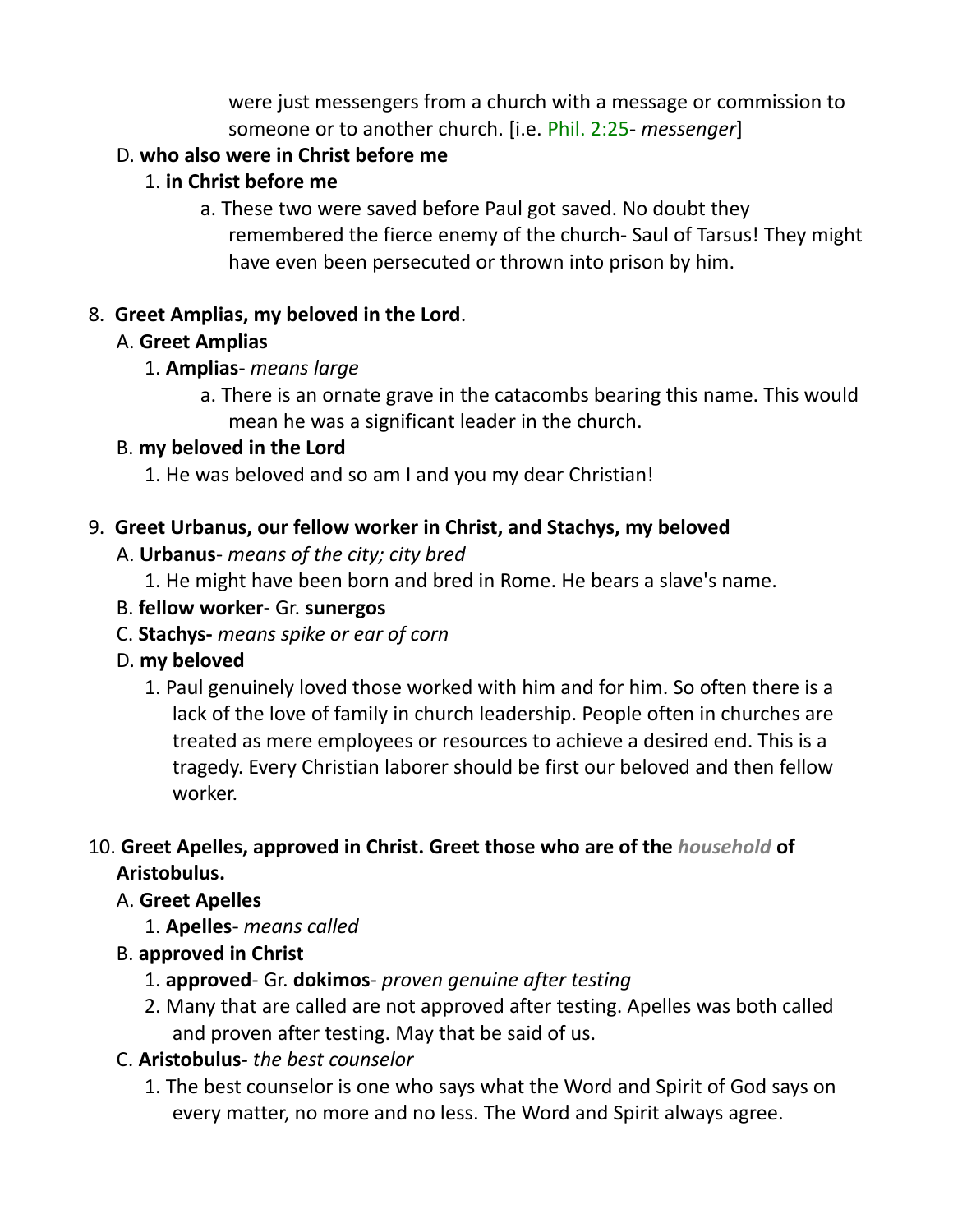were just messengers from a church with a message or commission to someone or to another church. [i.e. Phil. 2:25- *messenger*]

D. **who also were in Christ before me**

1. **in Christ before me**

a. These two were saved before Paul got saved. No doubt they remembered the fierce enemy of the church- Saul of Tarsus! They might have even been persecuted or thrown into prison by him.

8. **Greet Amplias, my beloved in the Lord**.

A. **Greet Amplias**

1. **Amplias**- *means large*

a. There is an ornate grave in the catacombs bearing this name. This would mean he was a significant leader in the church.

B. **my beloved in the Lord**

1. He was beloved and so am I and you my dear Christian!

9. **Greet Urbanus, our fellow worker in Christ, and Stachys, my beloved**

A. **Urbanus**- *means of the city; city bred*

1. He might have been born and bred in Rome. He bears a slave's name.

B. **fellow worker-** Gr. **sunergos**

C. **Stachys-** *means spike or ear of corn*

D. **my beloved**

1. Paul genuinely loved those worked with him and for him. So often there is a lack of the love of family in church leadership. People often in churches are treated as mere employees or resources to achieve a desired end. This is a tragedy. Every Christian laborer should be first our beloved and then fellow worker.

10. **Greet Apelles, approved in Christ. Greet those who are of the *household* of Aristobulus.**

A. **Greet Apelles**

1. **Apelles**- *means called*

B. **approved in Christ**

1. **approved**- Gr. **dokimos**- *proven genuine after testing*

2. Many that are called are not approved after testing. Apelles was both called and proven after testing. May that be said of us.

C. **Aristobulus-** *the best counselor*

1. The best counselor is one who says what the Word and Spirit of God says on every matter, no more and no less. The Word and Spirit always agree.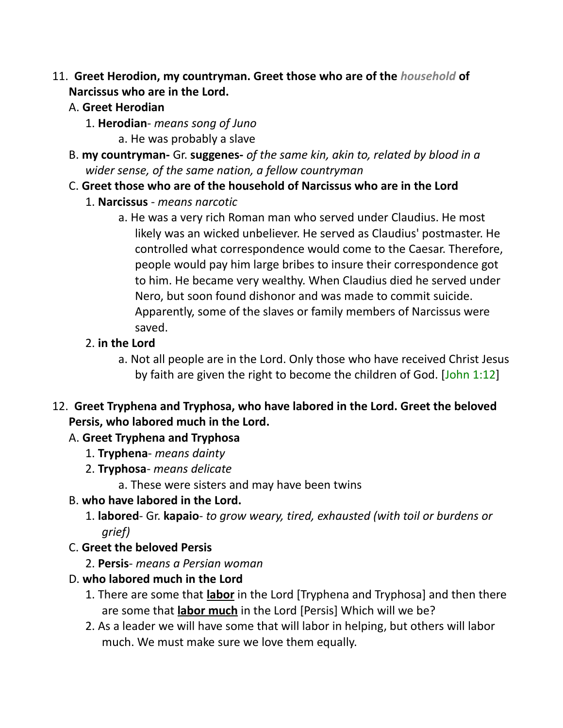11. **Greet Herodion, my countryman. Greet those who are of the *household* of Narcissus who are in the Lord.**
   A. **Greet Herodian**
      1. **Herodian**- *means song of Juno*
         a. He was probably a slave
   B. **my countryman-** Gr. **suggenes-** *of the same kin, akin to, related by blood in a wider sense, of the same nation, a fellow countryman*
   C. **Greet those who are of the household of Narcissus who are in the Lord**
      1. **Narcissus** - *means narcotic*
         a. He was a very rich Roman man who served under Claudius. He most likely was an wicked unbeliever. He served as Claudius' postmaster. He controlled what correspondence would come to the Caesar. Therefore, people would pay him large bribes to insure their correspondence got to him. He became very wealthy. When Claudius died he served under Nero, but soon found dishonor and was made to commit suicide. Apparently, some of the slaves or family members of Narcissus were saved.
      2. **in the Lord**
         a. Not all people are in the Lord. Only those who have received Christ Jesus by faith are given the right to become the children of God. [John 1:12]

12. **Greet Tryphena and Tryphosa, who have labored in the Lord. Greet the beloved Persis, who labored much in the Lord.**
   A. **Greet Tryphena and Tryphosa**
      1. **Tryphena**- *means dainty*
      2. **Tryphosa**- *means delicate*
         a. These were sisters and may have been twins
   B. **who have labored in the Lord.**
      1. **labored**- Gr. **kapaio**- *to grow weary, tired, exhausted (with toil or burdens or grief)*
   C. **Greet the beloved Persis**
      2. **Persis**- *means a Persian woman*
   D. **who labored much in the Lord**
      1. There are some that <u>**labor**</u> in the Lord [Tryphena and Tryphosa] and then there are some that <u>**labor much**</u> in the Lord [Persis] Which will we be?
      2. As a leader we will have some that will labor in helping, but others will labor much. We must make sure we love them equally.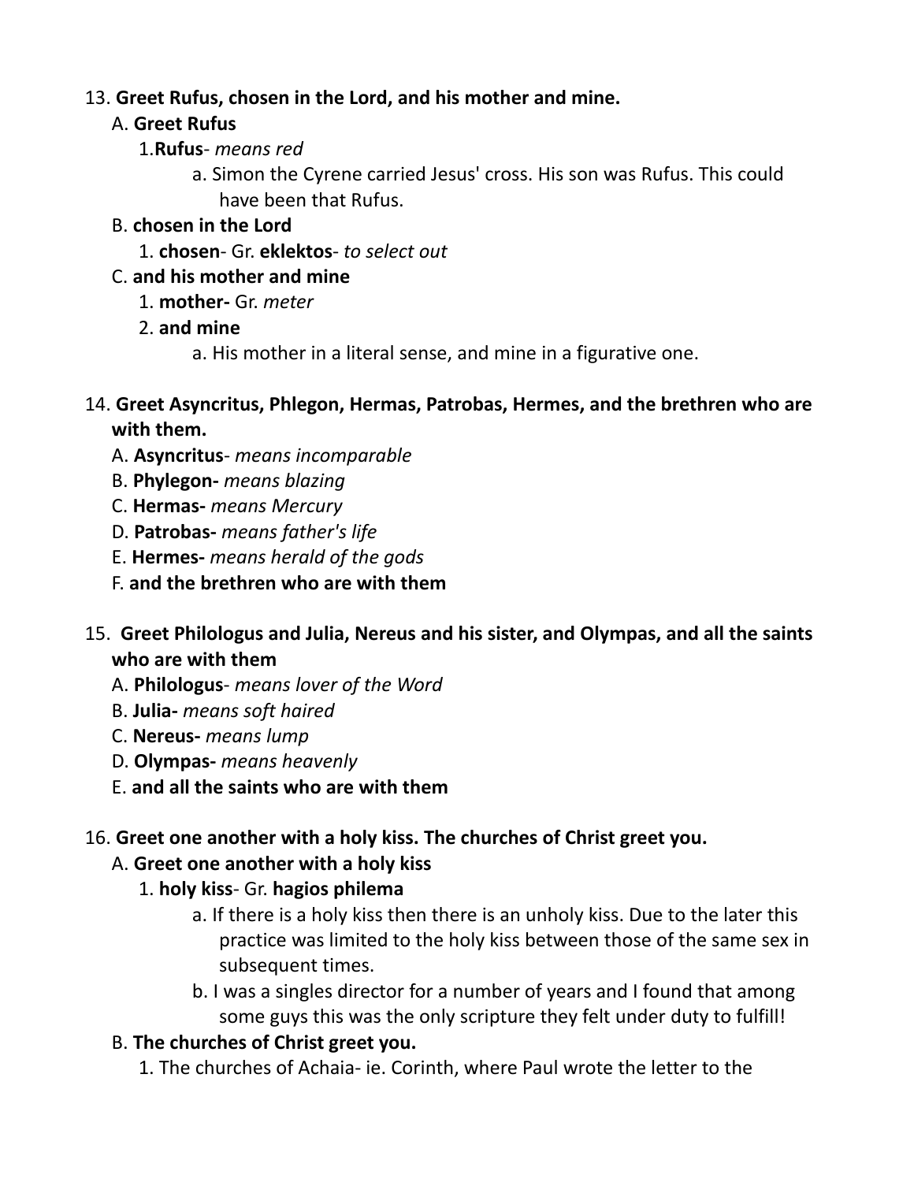13. **Greet Rufus, chosen in the Lord, and his mother and mine.**
   A. **Greet Rufus**
      1.**Rufus**- *means red*
         a. Simon the Cyrene carried Jesus' cross. His son was Rufus. This could have been that Rufus.
   B. **chosen in the Lord**
      1. **chosen**- Gr. **eklektos**- *to select out*
   C. **and his mother and mine**
      1. **mother-** Gr. *meter*
      2. **and mine**
         a. His mother in a literal sense, and mine in a figurative one.

14. **Greet Asyncritus, Phlegon, Hermas, Patrobas, Hermes, and the brethren who are with them.**
   A. **Asyncritus**- *means incomparable*
   B. **Phylegon-** *means blazing*
   C. **Hermas-** *means Mercury*
   D. **Patrobas-** *means father's life*
   E. **Hermes-** *means herald of the gods*
   F. **and the brethren who are with them**

15. **Greet Philologus and Julia, Nereus and his sister, and Olympas, and all the saints who are with them**
   A. **Philologus**- *means lover of the Word*
   B. **Julia-** *means soft haired*
   C. **Nereus-** *means lump*
   D. **Olympas-** *means heavenly*
   E. **and all the saints who are with them**

16. **Greet one another with a holy kiss. The churches of Christ greet you.**
   A. **Greet one another with a holy kiss**
      1. **holy kiss**- Gr. **hagios philema**
         a. If there is a holy kiss then there is an unholy kiss. Due to the later this practice was limited to the holy kiss between those of the same sex in subsequent times.
         b. I was a singles director for a number of years and I found that among some guys this was the only scripture they felt under duty to fulfill!
   B. **The churches of Christ greet you.**
      1. The churches of Achaia- ie. Corinth, where Paul wrote the letter to the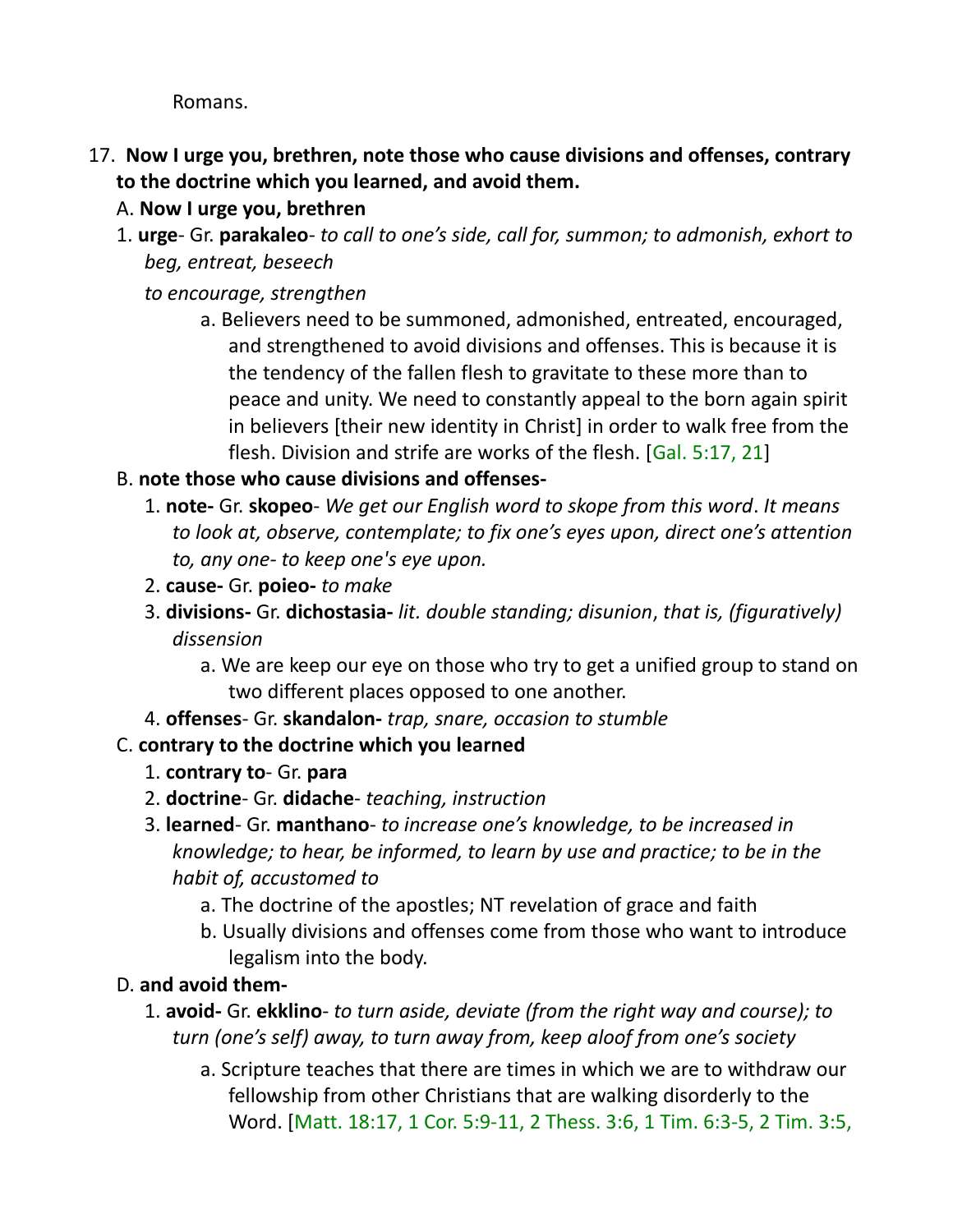Romans.

17. **Now I urge you, brethren, note those who cause divisions and offenses, contrary to the doctrine which you learned, and avoid them.**

   A. **Now I urge you, brethren**

   1. **urge**- Gr. **parakaleo**- *to call to one's side, call for, summon; to admonish, exhort to beg, entreat, beseech*

      *to encourage, strengthen*

      a. Believers need to be summoned, admonished, entreated, encouraged, and strengthened to avoid divisions and offenses. This is because it is the tendency of the fallen flesh to gravitate to these more than to peace and unity. We need to constantly appeal to the born again spirit in believers [their new identity in Christ] in order to walk free from the flesh. Division and strife are works of the flesh. [Gal. 5:17, 21]

   B. **note those who cause divisions and offenses-**

      1. **note-** Gr. **skopeo**- *We get our English word to skope from this word*. *It means to look at, observe, contemplate; to fix one's eyes upon, direct one's attention to, any one- to keep one's eye upon.*
      2. **cause-** Gr. **poieo-** *to make*
      3. **divisions-** Gr. **dichostasia-** *lit. double standing; disunion*, *that is, (figuratively) dissension*

         a. We are keep our eye on those who try to get a unified group to stand on two different places opposed to one another.

      4. **offenses**- Gr. **skandalon-** *trap, snare, occasion to stumble*

   C. **contrary to the doctrine which you learned**

      1. **contrary to**- Gr. **para**
      2. **doctrine**- Gr. **didache**- *teaching, instruction*
      3. **learned**- Gr. **manthano**- *to increase one's knowledge, to be increased in knowledge; to hear, be informed, to learn by use and practice; to be in the habit of, accustomed to*

         a. The doctrine of the apostles; NT revelation of grace and faith

         b. Usually divisions and offenses come from those who want to introduce legalism into the body.

   D. **and avoid them-**

      1. **avoid-** Gr. **ekklino**- *to turn aside, deviate (from the right way and course); to turn (one's self) away, to turn away from, keep aloof from one's society*

         a. Scripture teaches that there are times in which we are to withdraw our fellowship from other Christians that are walking disorderly to the Word. [Matt. 18:17, 1 Cor. 5:9-11, 2 Thess. 3:6, 1 Tim. 6:3-5, 2 Tim. 3:5,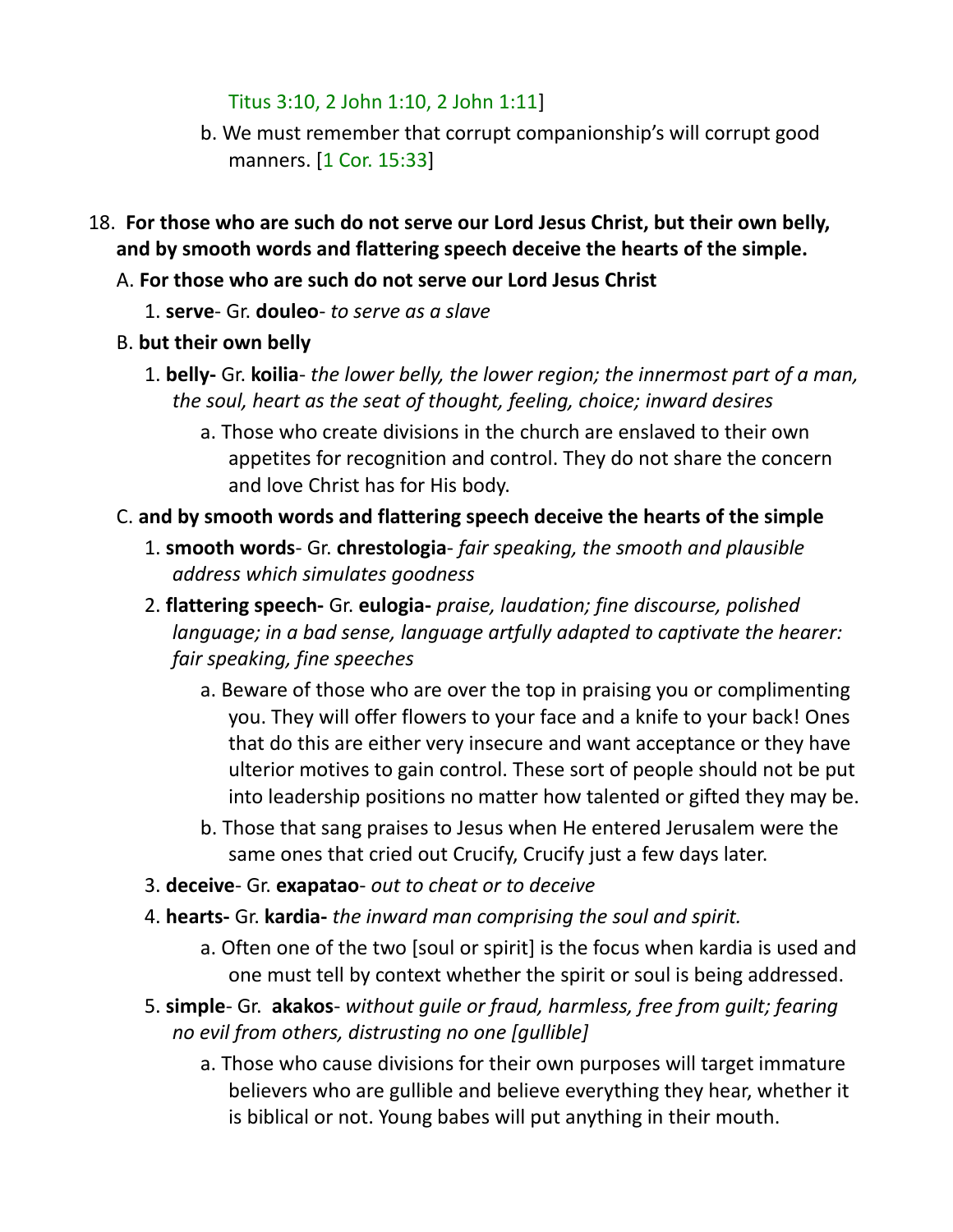Titus 3:10, 2 John 1:10, 2 John 1:11]

b. We must remember that corrupt companionship's will corrupt good manners. [1 Cor. 15:33]

18. **For those who are such do not serve our Lord Jesus Christ, but their own belly, and by smooth words and flattering speech deceive the hearts of the simple.**

A. **For those who are such do not serve our Lord Jesus Christ**

1. **serve**- Gr. **douleo**- *to serve as a slave*

B. **but their own belly**

1. **belly-** Gr. **koilia**- *the lower belly, the lower region; the innermost part of a man, the soul, heart as the seat of thought, feeling, choice; inward desires*

a. Those who create divisions in the church are enslaved to their own appetites for recognition and control. They do not share the concern and love Christ has for His body.

C. **and by smooth words and flattering speech deceive the hearts of the simple**

1. **smooth words**- Gr. **chrestologia**- *fair speaking, the smooth and plausible address which simulates goodness*

2. **flattering speech-** Gr. **eulogia-** *praise, laudation; fine discourse, polished language; in a bad sense, language artfully adapted to captivate the hearer: fair speaking, fine speeches*

a. Beware of those who are over the top in praising you or complimenting you. They will offer flowers to your face and a knife to your back! Ones that do this are either very insecure and want acceptance or they have ulterior motives to gain control. These sort of people should not be put into leadership positions no matter how talented or gifted they may be.

b. Those that sang praises to Jesus when He entered Jerusalem were the same ones that cried out Crucify, Crucify just a few days later.

3. **deceive**- Gr. **exapatao**- *out to cheat or to deceive*

4. **hearts-** Gr. **kardia-** *the inward man comprising the soul and spirit.*

a. Often one of the two [soul or spirit] is the focus when kardia is used and one must tell by context whether the spirit or soul is being addressed.

5. **simple**- Gr. **akakos**- *without guile or fraud, harmless, free from guilt; fearing no evil from others, distrusting no one [gullible]*

a. Those who cause divisions for their own purposes will target immature believers who are gullible and believe everything they hear, whether it is biblical or not. Young babes will put anything in their mouth.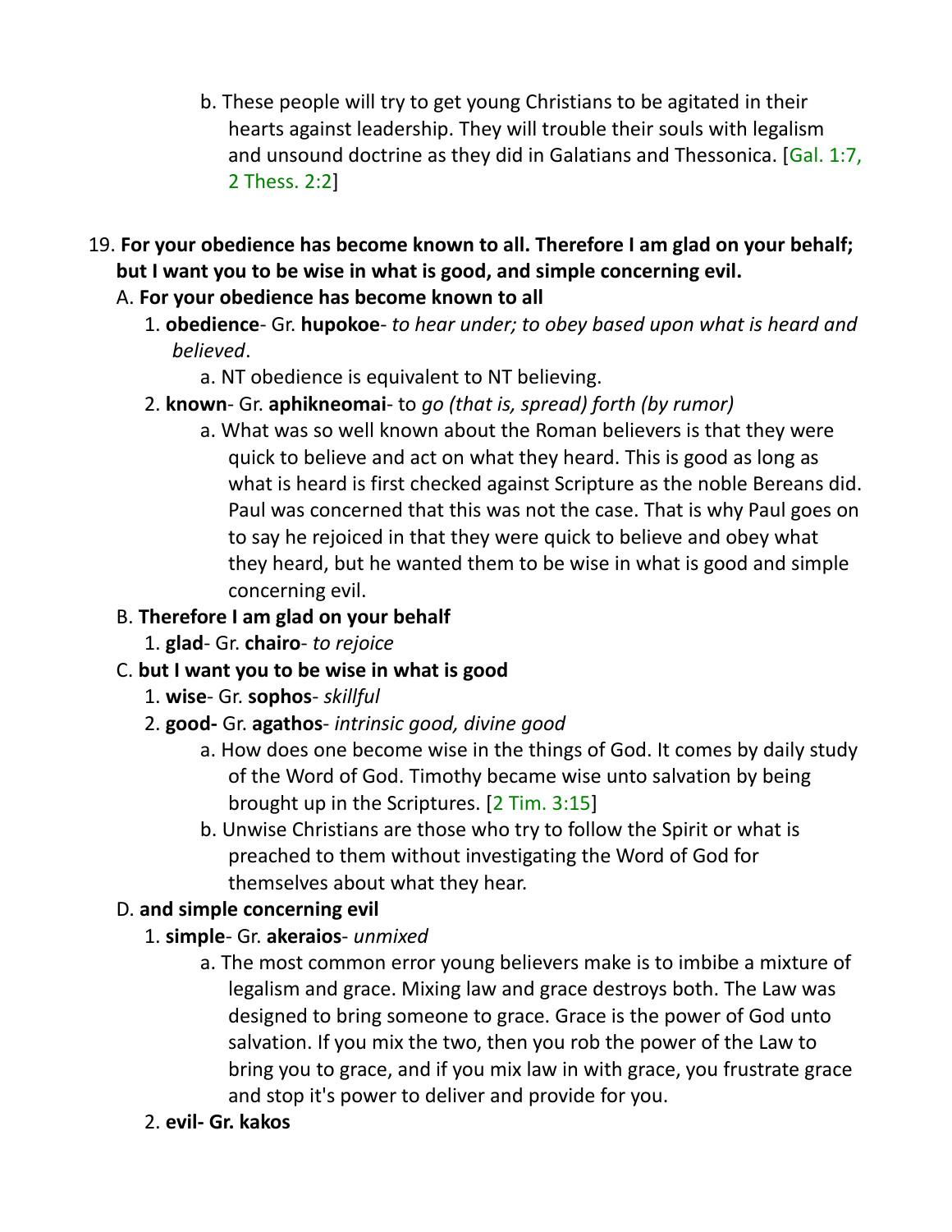b. These people will try to get young Christians to be agitated in their hearts against leadership. They will trouble their souls with legalism and unsound doctrine as they did in Galatians and Thessonica. [Gal. 1:7, 2 Thess. 2:2]

19. **For your obedience has become known to all. Therefore I am glad on your behalf; but I want you to be wise in what is good, and simple concerning evil.**

A. **For your obedience has become known to all**

1. **obedience**- Gr. **hupokoe**- *to hear under; to obey based upon what is heard and believed*.

a. NT obedience is equivalent to NT believing.

2. **known**- Gr. **aphikneomai**- to *go (that is, spread) forth (by rumor)*

a. What was so well known about the Roman believers is that they were quick to believe and act on what they heard. This is good as long as what is heard is first checked against Scripture as the noble Bereans did. Paul was concerned that this was not the case. That is why Paul goes on to say he rejoiced in that they were quick to believe and obey what they heard, but he wanted them to be wise in what is good and simple concerning evil.

B. **Therefore I am glad on your behalf**

1. **glad**- Gr. **chairo**- *to rejoice*

C. **but I want you to be wise in what is good**

1. **wise**- Gr. **sophos**- *skillful*

2. **good-** Gr. **agathos**- *intrinsic good, divine good*

a. How does one become wise in the things of God. It comes by daily study of the Word of God. Timothy became wise unto salvation by being brought up in the Scriptures. [2 Tim. 3:15]

b. Unwise Christians are those who try to follow the Spirit or what is preached to them without investigating the Word of God for themselves about what they hear.

D. **and simple concerning evil**

1. **simple**- Gr. **akeraios**- *unmixed*

a. The most common error young believers make is to imbibe a mixture of legalism and grace. Mixing law and grace destroys both. The Law was designed to bring someone to grace. Grace is the power of God unto salvation. If you mix the two, then you rob the power of the Law to bring you to grace, and if you mix law in with grace, you frustrate grace and stop it's power to deliver and provide for you.

2. **evil- Gr. kakos**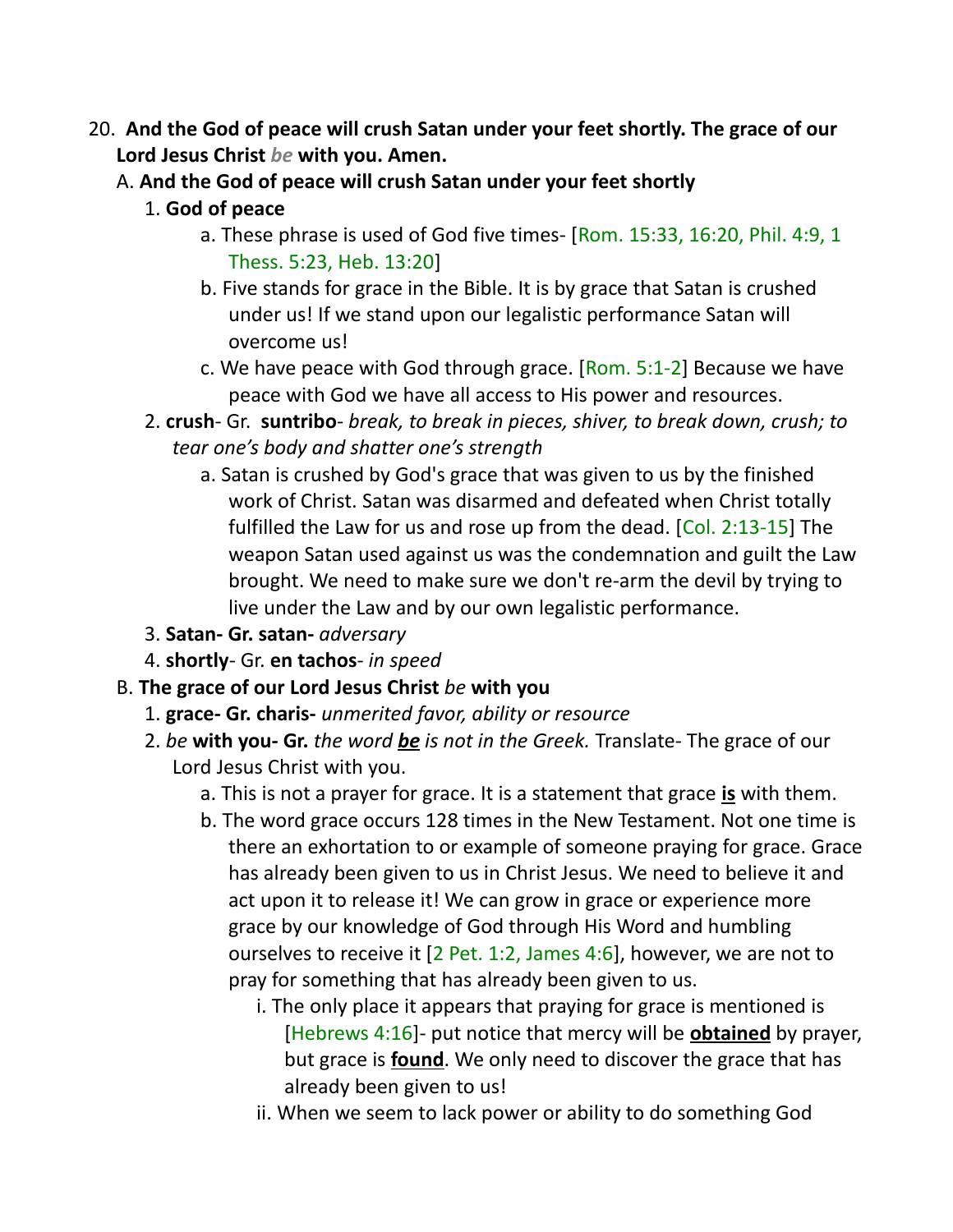20. **And the God of peace will crush Satan under your feet shortly. The grace of our Lord Jesus Christ *be* with you. Amen.**
   A. **And the God of peace will crush Satan under your feet shortly**
      1. **God of peace**
         a. These phrase is used of God five times- [Rom. 15:33, 16:20, Phil. 4:9, 1 Thess. 5:23, Heb. 13:20]
         b. Five stands for grace in the Bible. It is by grace that Satan is crushed under us! If we stand upon our legalistic performance Satan will overcome us!
         c. We have peace with God through grace. [Rom. 5:1-2] Because we have peace with God we have all access to His power and resources.
      2. **crush**- Gr. **suntribo**- *break, to break in pieces, shiver, to break down, crush; to tear one's body and shatter one's strength*
         a. Satan is crushed by God's grace that was given to us by the finished work of Christ. Satan was disarmed and defeated when Christ totally fulfilled the Law for us and rose up from the dead. [Col. 2:13-15] The weapon Satan used against us was the condemnation and guilt the Law brought. We need to make sure we don't re-arm the devil by trying to live under the Law and by our own legalistic performance.
      3. **Satan- Gr. satan-** *adversary*
      4. **shortly**- Gr. **en tachos**- *in speed*
   B. **The grace of our Lord Jesus Christ** *be* **with you**
      1. **grace- Gr. charis-** *unmerited favor, ability or resource*
      2. *be* **with you- Gr.** *the word **<u>be</u>** is not in the Greek.* Translate- The grace of our Lord Jesus Christ with you.
         a. This is not a prayer for grace. It is a statement that grace **<u>is</u>** with them.
         b. The word grace occurs 128 times in the New Testament. Not one time is there an exhortation to or example of someone praying for grace. Grace has already been given to us in Christ Jesus. We need to believe it and act upon it to release it! We can grow in grace or experience more grace by our knowledge of God through His Word and humbling ourselves to receive it [2 Pet. 1:2, James 4:6], however, we are not to pray for something that has already been given to us.
            i. The only place it appears that praying for grace is mentioned is [Hebrews 4:16]- put notice that mercy will be **<u>obtained</u>** by prayer, but grace is **<u>found</u>**. We only need to discover the grace that has already been given to us!
            ii. When we seem to lack power or ability to do something God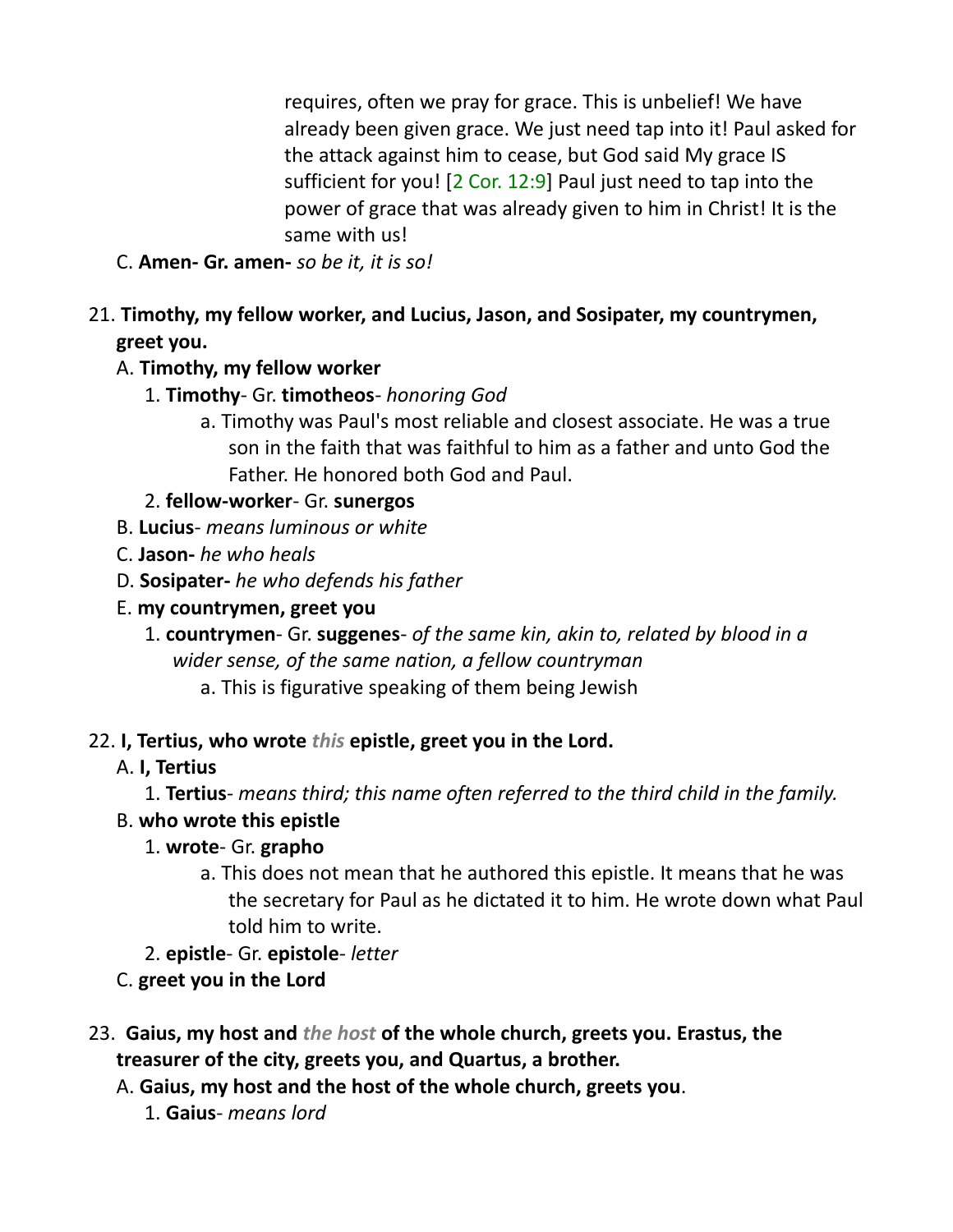requires, often we pray for grace. This is unbelief! We have already been given grace. We just need tap into it! Paul asked for the attack against him to cease, but God said My grace IS sufficient for you! [2 Cor. 12:9] Paul just need to tap into the power of grace that was already given to him in Christ! It is the same with us!

C. **Amen- Gr. amen-** *so be it, it is so!*

21. **Timothy, my fellow worker, and Lucius, Jason, and Sosipater, my countrymen, greet you.**
   A. **Timothy, my fellow worker**
      1. **Timothy**- Gr. **timotheos**- *honoring God*
         a. Timothy was Paul's most reliable and closest associate. He was a true son in the faith that was faithful to him as a father and unto God the Father. He honored both God and Paul.
      2. **fellow-worker**- Gr. **sunergos**
   B. **Lucius**- *means luminous or white*
   C. **Jason-** *he who heals*
   D. **Sosipater-** *he who defends his father*
   E. **my countrymen, greet you**
      1. **countrymen**- Gr. **suggenes**- *of the same kin, akin to, related by blood in a wider sense, of the same nation, a fellow countryman*
         a. This is figurative speaking of them being Jewish

22. **I, Tertius, who wrote *this* epistle, greet you in the Lord.**
   A. **I, Tertius**
      1. **Tertius**- *means third; this name often referred to the third child in the family.*
   B. **who wrote this epistle**
      1. **wrote**- Gr. **grapho**
         a. This does not mean that he authored this epistle. It means that he was the secretary for Paul as he dictated it to him. He wrote down what Paul told him to write.
      2. **epistle**- Gr. **epistole**- *letter*
   C. **greet you in the Lord**

23. **Gaius, my host and *the host* of the whole church, greets you. Erastus, the treasurer of the city, greets you, and Quartus, a brother.**
   A. **Gaius, my host and the host of the whole church, greets you**.
      1. **Gaius**- *means lord*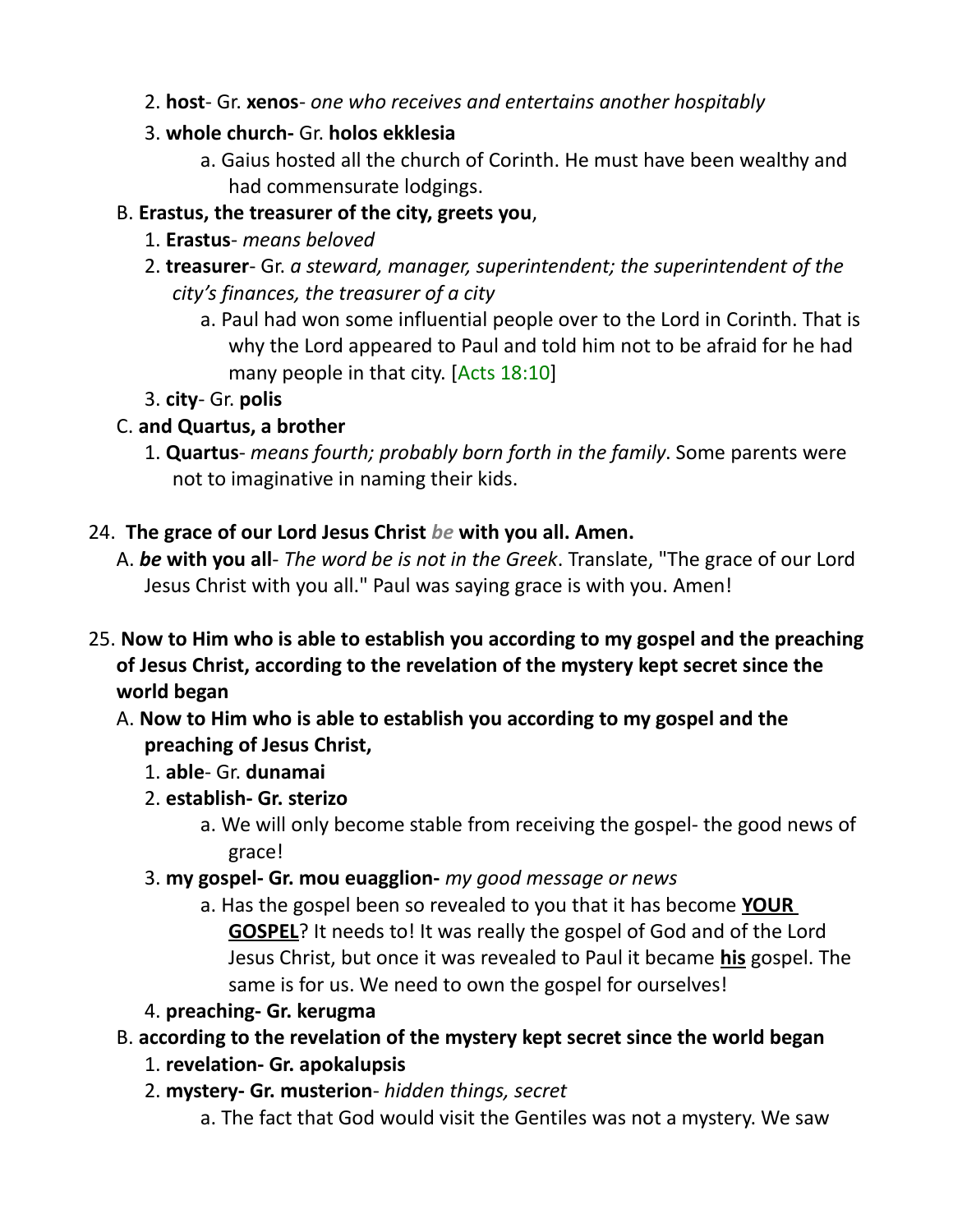2. **host**- Gr. **xenos**- *one who receives and entertains another hospitably*

3. **whole church-** Gr. **holos ekklesia**

   a. Gaius hosted all the church of Corinth. He must have been wealthy and had commensurate lodgings.

B. **Erastus, the treasurer of the city, greets you**,

1. **Erastus**- *means beloved*

2. **treasurer**- Gr. *a steward, manager, superintendent; the superintendent of the city's finances, the treasurer of a city*

   a. Paul had won some influential people over to the Lord in Corinth. That is why the Lord appeared to Paul and told him not to be afraid for he had many people in that city. [Acts 18:10]

3. **city**- Gr. **polis**

C. **and Quartus, a brother**

1. **Quartus**- *means fourth; probably born forth in the family*. Some parents were not to imaginative in naming their kids.

24. **The grace of our Lord Jesus Christ *be* with you all. Amen.**

A. ***be* with you all**- *The word be is not in the Greek*. Translate, "The grace of our Lord Jesus Christ with you all." Paul was saying grace is with you. Amen!

25. **Now to Him who is able to establish you according to my gospel and the preaching of Jesus Christ, according to the revelation of the mystery kept secret since the world began**

A. **Now to Him who is able to establish you according to my gospel and the preaching of Jesus Christ,**

1. **able**- Gr. **dunamai**

2. **establish- Gr. sterizo**

   a. We will only become stable from receiving the gospel- the good news of grace!

3. **my gospel- Gr. mou euagglion-** *my good message or news*

   a. Has the gospel been so revealed to you that it has become **<u>YOUR GOSPEL</u>**? It needs to! It was really the gospel of God and of the Lord Jesus Christ, but once it was revealed to Paul it became **<u>his</u>** gospel. The same is for us. We need to own the gospel for ourselves!

4. **preaching- Gr. kerugma**

B. **according to the revelation of the mystery kept secret since the world began**

1. **revelation- Gr. apokalupsis**

2. **mystery- Gr. musterion**- *hidden things, secret*

   a. The fact that God would visit the Gentiles was not a mystery. We saw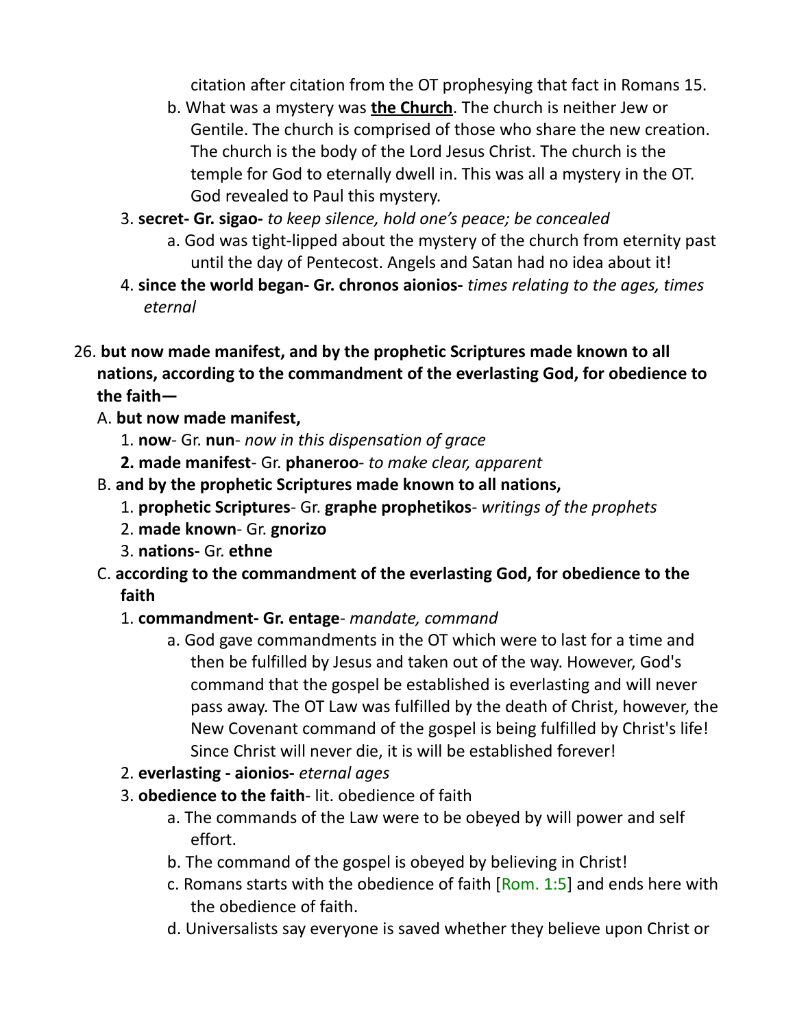citation after citation from the OT prophesying that fact in Romans 15.

b. What was a mystery was **<u>the Church</u>**. The church is neither Jew or Gentile. The church is comprised of those who share the new creation. The church is the body of the Lord Jesus Christ. The church is the temple for God to eternally dwell in. This was all a mystery in the OT. God revealed to Paul this mystery.

3. **secret- Gr. sigao-** *to keep silence, hold one's peace; be concealed*

    a. God was tight-lipped about the mystery of the church from eternity past until the day of Pentecost. Angels and Satan had no idea about it!

4. **since the world began- Gr. chronos aionios-** *times relating to the ages, times eternal*

26. **but now made manifest, and by the prophetic Scriptures made known to all nations, according to the commandment of the everlasting God, for obedience to the faith—**

A. **but now made manifest,**

1. **now**- Gr. **nun**- *now in this dispensation of grace*
2. **made manifest**- Gr. **phaneroo**- *to make clear, apparent*

B. **and by the prophetic Scriptures made known to all nations,**

1. **prophetic Scriptures**- Gr. **graphe prophetikos**- *writings of the prophets*
2. **made known**- Gr. **gnorizo**
3. **nations-** Gr. **ethne**

C. **according to the commandment of the everlasting God, for obedience to the faith**

1. **commandment- Gr. entage**- *mandate, command*

    a. God gave commandments in the OT which were to last for a time and then be fulfilled by Jesus and taken out of the way. However, God's command that the gospel be established is everlasting and will never pass away. The OT Law was fulfilled by the death of Christ, however, the New Covenant command of the gospel is being fulfilled by Christ's life! Since Christ will never die, it is will be established forever!

2. **everlasting - aionios-** *eternal ages*
3. **obedience to the faith**- lit. obedience of faith

    a. The commands of the Law were to be obeyed by will power and self effort.

    b. The command of the gospel is obeyed by believing in Christ!

    c. Romans starts with the obedience of faith [Rom. 1:5] and ends here with the obedience of faith.

    d. Universalists say everyone is saved whether they believe upon Christ or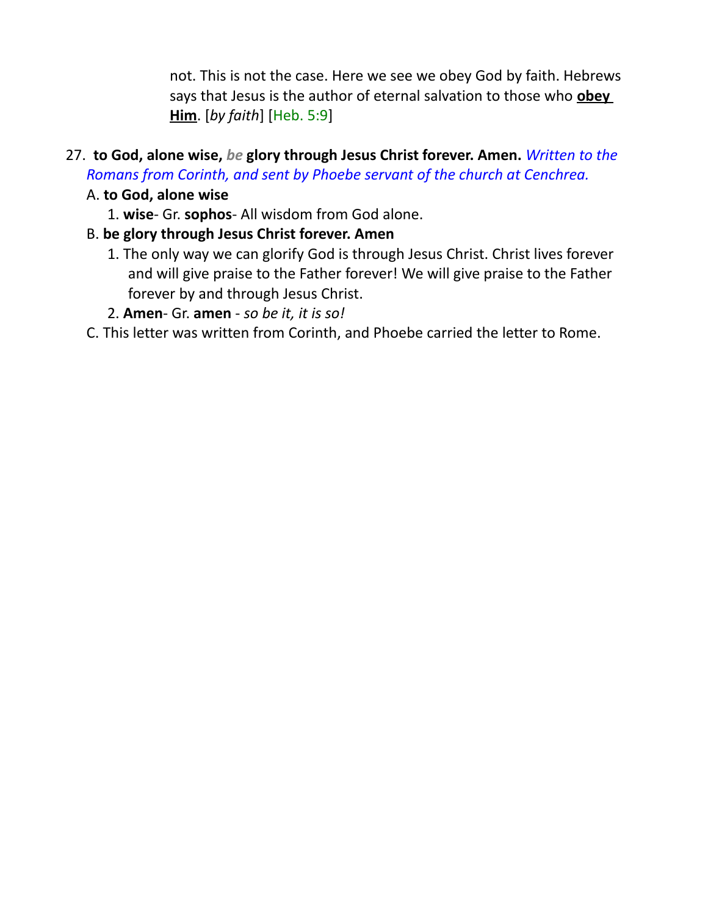not. This is not the case. Here we see we obey God by faith. Hebrews says that Jesus is the author of eternal salvation to those who **obey Him**. [*by faith*] [Heb. 5:9]

27. **to God, alone wise,** *be* **glory through Jesus Christ forever. Amen.** *Written to the Romans from Corinth, and sent by Phoebe servant of the church at Cenchrea.*

   A. **to God, alone wise**

      1. **wise**- Gr. **sophos**- All wisdom from God alone.

   B. **be glory through Jesus Christ forever. Amen**

      1. The only way we can glorify God is through Jesus Christ. Christ lives forever and will give praise to the Father forever! We will give praise to the Father forever by and through Jesus Christ.

      2. **Amen**- Gr. **amen** - *so be it, it is so!*

   C. This letter was written from Corinth, and Phoebe carried the letter to Rome.